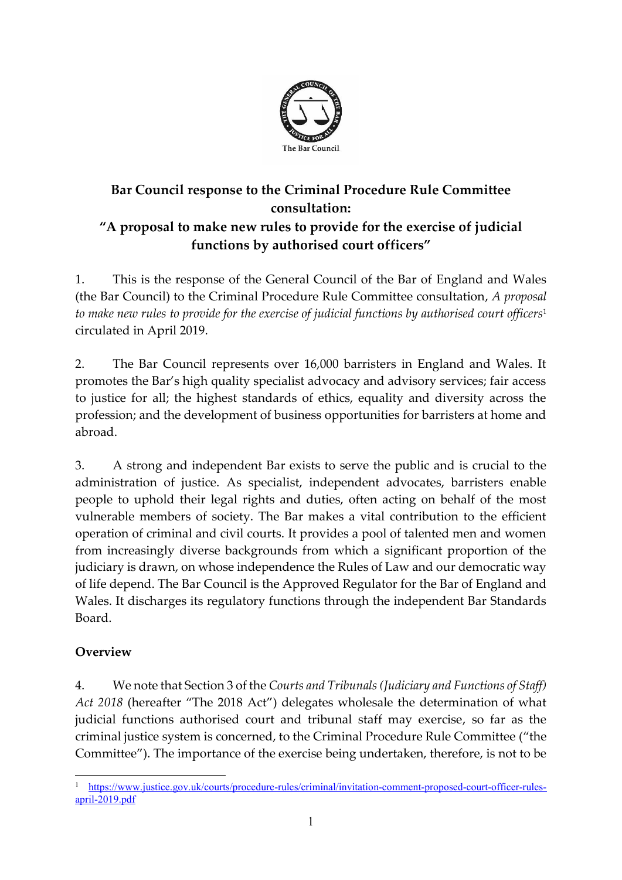# Bar Council response to the Criminal Procedure Rule Committee consultation: "A proposal to make new rules to provide for the exercise of judicial functions by authorised court officers"

1. This is the response of the General Council of the Bar of England and Wales (the Bar Council) to the Criminal Procedure Rule Committee consultation, *A proposal to make new rules to provide for the exercise of judicial functions by authorised court officers*[1] circulated in April 2019.

2. The Bar Council represents over 16,000 barristers in England and Wales. It promotes the Bar's high quality specialist advocacy and advisory services; fair access to justice for all; the highest standards of ethics, equality and diversity across the profession; and the development of business opportunities for barristers at home and abroad.

3. A strong and independent Bar exists to serve the public and is crucial to the administration of justice. As specialist, independent advocates, barristers enable people to uphold their legal rights and duties, often acting on behalf of the most vulnerable members of society. The Bar makes a vital contribution to the efficient operation of criminal and civil courts. It provides a pool of talented men and women from increasingly diverse backgrounds from which a significant proportion of the judiciary is drawn, on whose independence the Rules of Law and our democratic way of life depend. The Bar Council is the Approved Regulator for the Bar of England and Wales. It discharges its regulatory functions through the independent Bar Standards Board.

## Overview

4. We note that Section 3 of the *Courts and Tribunals (Judiciary and Functions of Staff) Act 2018* (hereafter "The 2018 Act") delegates wholesale the determination of what judicial functions authorised court and tribunal staff may exercise, so far as the criminal justice system is concerned, to the Criminal Procedure Rule Committee ("the Committee"). The importance of the exercise being undertaken, therefore, is not to be

[1] https://www.justice.gov.uk/courts/procedure-rules/criminal/invitation-comment-proposed-court-officer-rules-april-2019.pdf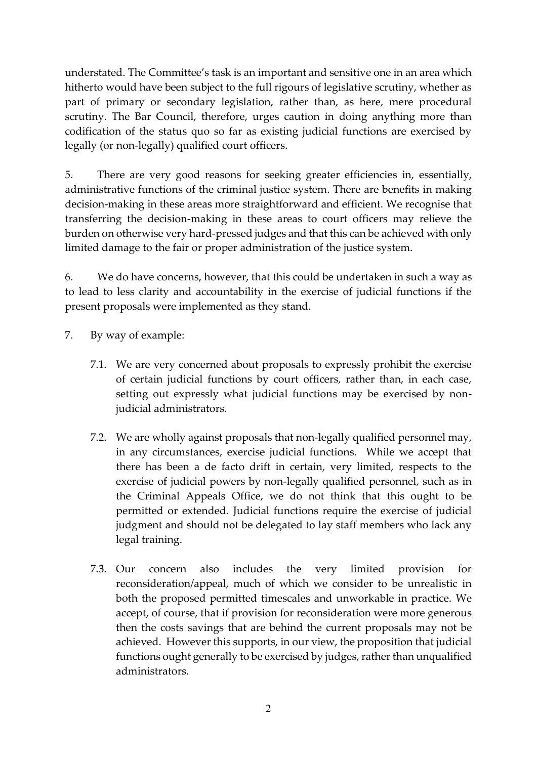understated. The Committee's task is an important and sensitive one in an area which hitherto would have been subject to the full rigours of legislative scrutiny, whether as part of primary or secondary legislation, rather than, as here, mere procedural scrutiny. The Bar Council, therefore, urges caution in doing anything more than codification of the status quo so far as existing judicial functions are exercised by legally (or non-legally) qualified court officers.

5. There are very good reasons for seeking greater efficiencies in, essentially, administrative functions of the criminal justice system. There are benefits in making decision-making in these areas more straightforward and efficient. We recognise that transferring the decision-making in these areas to court officers may relieve the burden on otherwise very hard-pressed judges and that this can be achieved with only limited damage to the fair or proper administration of the justice system.

6. We do have concerns, however, that this could be undertaken in such a way as to lead to less clarity and accountability in the exercise of judicial functions if the present proposals were implemented as they stand.

7. By way of example:

   7.1. We are very concerned about proposals to expressly prohibit the exercise of certain judicial functions by court officers, rather than, in each case, setting out expressly what judicial functions may be exercised by non-judicial administrators.

   7.2. We are wholly against proposals that non-legally qualified personnel may, in any circumstances, exercise judicial functions. While we accept that there has been a de facto drift in certain, very limited, respects to the exercise of judicial powers by non-legally qualified personnel, such as in the Criminal Appeals Office, we do not think that this ought to be permitted or extended. Judicial functions require the exercise of judicial judgment and should not be delegated to lay staff members who lack any legal training.

   7.3. Our concern also includes the very limited provision for reconsideration/appeal, much of which we consider to be unrealistic in both the proposed permitted timescales and unworkable in practice. We accept, of course, that if provision for reconsideration were more generous then the costs savings that are behind the current proposals may not be achieved. However this supports, in our view, the proposition that judicial functions ought generally to be exercised by judges, rather than unqualified administrators.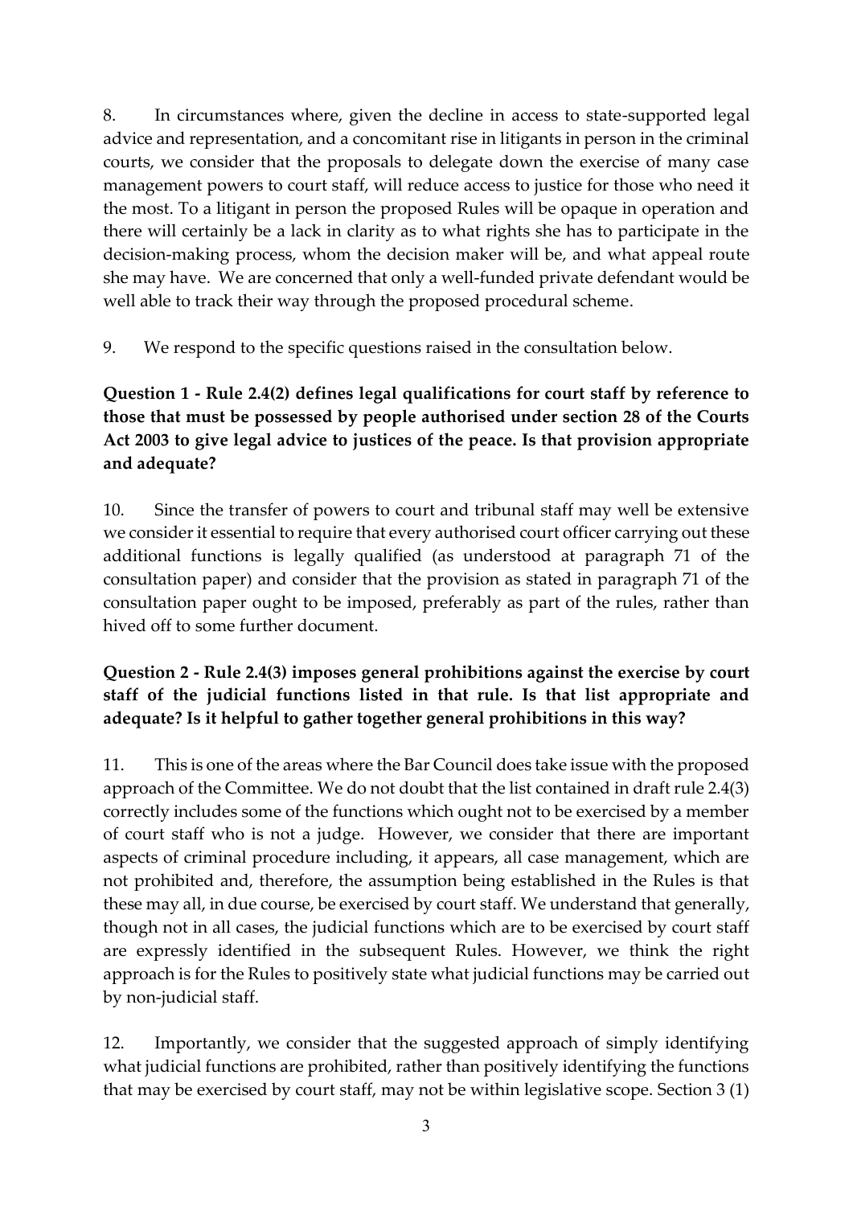8. In circumstances where, given the decline in access to state-supported legal advice and representation, and a concomitant rise in litigants in person in the criminal courts, we consider that the proposals to delegate down the exercise of many case management powers to court staff, will reduce access to justice for those who need it the most. To a litigant in person the proposed Rules will be opaque in operation and there will certainly be a lack in clarity as to what rights she has to participate in the decision-making process, whom the decision maker will be, and what appeal route she may have. We are concerned that only a well-funded private defendant would be well able to track their way through the proposed procedural scheme.

9. We respond to the specific questions raised in the consultation below.

**Question 1 - Rule 2.4(2) defines legal qualifications for court staff by reference to those that must be possessed by people authorised under section 28 of the Courts Act 2003 to give legal advice to justices of the peace. Is that provision appropriate and adequate?**

10. Since the transfer of powers to court and tribunal staff may well be extensive we consider it essential to require that every authorised court officer carrying out these additional functions is legally qualified (as understood at paragraph 71 of the consultation paper) and consider that the provision as stated in paragraph 71 of the consultation paper ought to be imposed, preferably as part of the rules, rather than hived off to some further document.

**Question 2 - Rule 2.4(3) imposes general prohibitions against the exercise by court staff of the judicial functions listed in that rule. Is that list appropriate and adequate? Is it helpful to gather together general prohibitions in this way?**

11. This is one of the areas where the Bar Council does take issue with the proposed approach of the Committee. We do not doubt that the list contained in draft rule 2.4(3) correctly includes some of the functions which ought not to be exercised by a member of court staff who is not a judge. However, we consider that there are important aspects of criminal procedure including, it appears, all case management, which are not prohibited and, therefore, the assumption being established in the Rules is that these may all, in due course, be exercised by court staff. We understand that generally, though not in all cases, the judicial functions which are to be exercised by court staff are expressly identified in the subsequent Rules. However, we think the right approach is for the Rules to positively state what judicial functions may be carried out by non-judicial staff.

12. Importantly, we consider that the suggested approach of simply identifying what judicial functions are prohibited, rather than positively identifying the functions that may be exercised by court staff, may not be within legislative scope. Section 3 (1)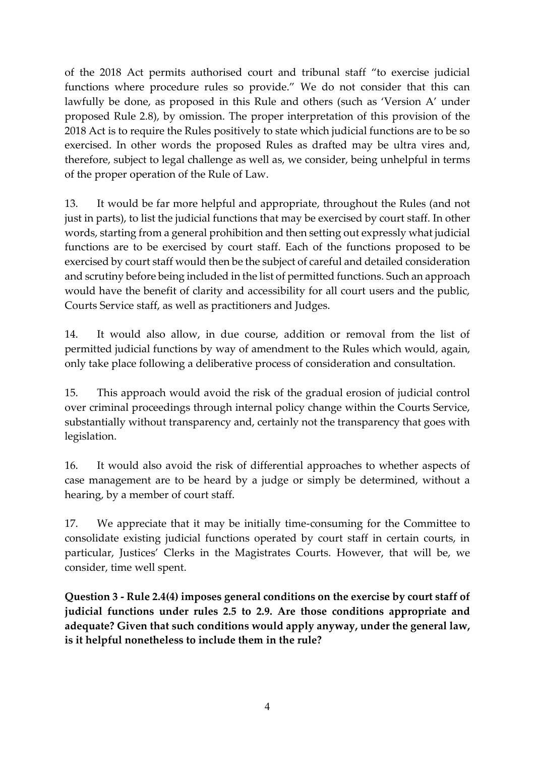of the 2018 Act permits authorised court and tribunal staff "to exercise judicial functions where procedure rules so provide." We do not consider that this can lawfully be done, as proposed in this Rule and others (such as 'Version A' under proposed Rule 2.8), by omission. The proper interpretation of this provision of the 2018 Act is to require the Rules positively to state which judicial functions are to be so exercised. In other words the proposed Rules as drafted may be ultra vires and, therefore, subject to legal challenge as well as, we consider, being unhelpful in terms of the proper operation of the Rule of Law.

13. It would be far more helpful and appropriate, throughout the Rules (and not just in parts), to list the judicial functions that may be exercised by court staff. In other words, starting from a general prohibition and then setting out expressly what judicial functions are to be exercised by court staff. Each of the functions proposed to be exercised by court staff would then be the subject of careful and detailed consideration and scrutiny before being included in the list of permitted functions. Such an approach would have the benefit of clarity and accessibility for all court users and the public, Courts Service staff, as well as practitioners and Judges.

14. It would also allow, in due course, addition or removal from the list of permitted judicial functions by way of amendment to the Rules which would, again, only take place following a deliberative process of consideration and consultation.

15. This approach would avoid the risk of the gradual erosion of judicial control over criminal proceedings through internal policy change within the Courts Service, substantially without transparency and, certainly not the transparency that goes with legislation.

16. It would also avoid the risk of differential approaches to whether aspects of case management are to be heard by a judge or simply be determined, without a hearing, by a member of court staff.

17. We appreciate that it may be initially time-consuming for the Committee to consolidate existing judicial functions operated by court staff in certain courts, in particular, Justices' Clerks in the Magistrates Courts. However, that will be, we consider, time well spent.

**Question 3 - Rule 2.4(4) imposes general conditions on the exercise by court staff of judicial functions under rules 2.5 to 2.9. Are those conditions appropriate and adequate? Given that such conditions would apply anyway, under the general law, is it helpful nonetheless to include them in the rule?**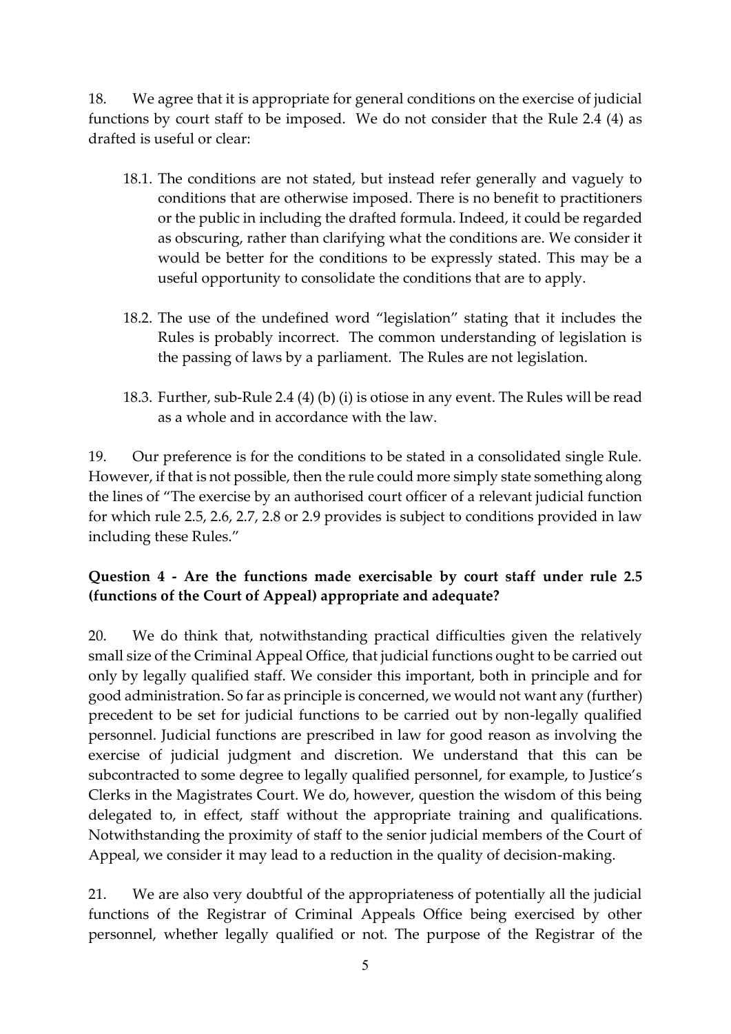18. We agree that it is appropriate for general conditions on the exercise of judicial functions by court staff to be imposed. We do not consider that the Rule 2.4 (4) as drafted is useful or clear:

18.1. The conditions are not stated, but instead refer generally and vaguely to conditions that are otherwise imposed. There is no benefit to practitioners or the public in including the drafted formula. Indeed, it could be regarded as obscuring, rather than clarifying what the conditions are. We consider it would be better for the conditions to be expressly stated. This may be a useful opportunity to consolidate the conditions that are to apply.

18.2. The use of the undefined word "legislation" stating that it includes the Rules is probably incorrect. The common understanding of legislation is the passing of laws by a parliament. The Rules are not legislation.

18.3. Further, sub-Rule 2.4 (4) (b) (i) is otiose in any event. The Rules will be read as a whole and in accordance with the law.

19. Our preference is for the conditions to be stated in a consolidated single Rule. However, if that is not possible, then the rule could more simply state something along the lines of "The exercise by an authorised court officer of a relevant judicial function for which rule 2.5, 2.6, 2.7, 2.8 or 2.9 provides is subject to conditions provided in law including these Rules."

**Question 4 - Are the functions made exercisable by court staff under rule 2.5 (functions of the Court of Appeal) appropriate and adequate?**

20. We do think that, notwithstanding practical difficulties given the relatively small size of the Criminal Appeal Office, that judicial functions ought to be carried out only by legally qualified staff. We consider this important, both in principle and for good administration. So far as principle is concerned, we would not want any (further) precedent to be set for judicial functions to be carried out by non-legally qualified personnel. Judicial functions are prescribed in law for good reason as involving the exercise of judicial judgment and discretion. We understand that this can be subcontracted to some degree to legally qualified personnel, for example, to Justice's Clerks in the Magistrates Court. We do, however, question the wisdom of this being delegated to, in effect, staff without the appropriate training and qualifications. Notwithstanding the proximity of staff to the senior judicial members of the Court of Appeal, we consider it may lead to a reduction in the quality of decision-making.

21. We are also very doubtful of the appropriateness of potentially all the judicial functions of the Registrar of Criminal Appeals Office being exercised by other personnel, whether legally qualified or not. The purpose of the Registrar of the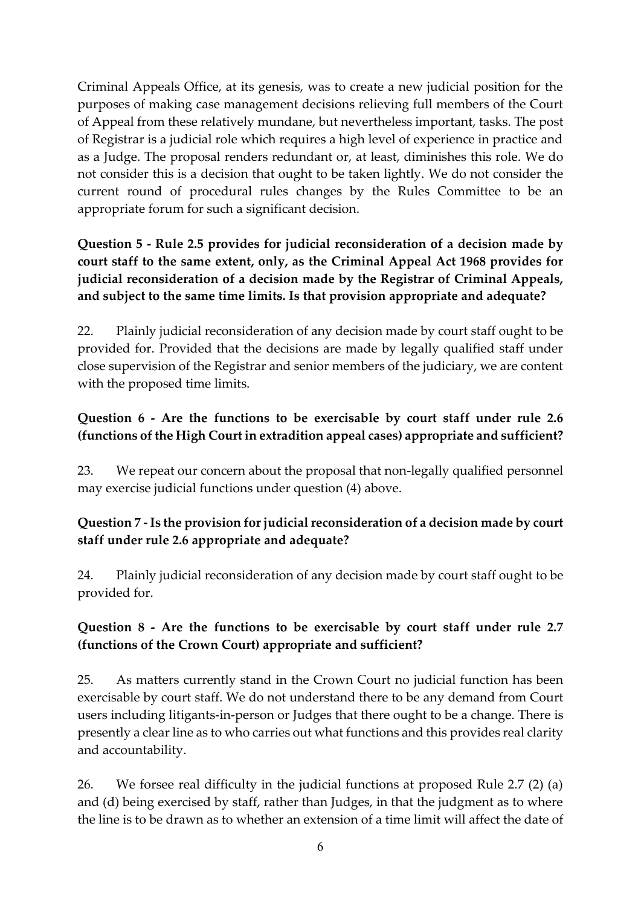Criminal Appeals Office, at its genesis, was to create a new judicial position for the purposes of making case management decisions relieving full members of the Court of Appeal from these relatively mundane, but nevertheless important, tasks. The post of Registrar is a judicial role which requires a high level of experience in practice and as a Judge. The proposal renders redundant or, at least, diminishes this role. We do not consider this is a decision that ought to be taken lightly. We do not consider the current round of procedural rules changes by the Rules Committee to be an appropriate forum for such a significant decision.

**Question 5 - Rule 2.5 provides for judicial reconsideration of a decision made by court staff to the same extent, only, as the Criminal Appeal Act 1968 provides for judicial reconsideration of a decision made by the Registrar of Criminal Appeals, and subject to the same time limits. Is that provision appropriate and adequate?**

22. Plainly judicial reconsideration of any decision made by court staff ought to be provided for. Provided that the decisions are made by legally qualified staff under close supervision of the Registrar and senior members of the judiciary, we are content with the proposed time limits.

**Question 6 - Are the functions to be exercisable by court staff under rule 2.6 (functions of the High Court in extradition appeal cases) appropriate and sufficient?**

23. We repeat our concern about the proposal that non-legally qualified personnel may exercise judicial functions under question (4) above.

**Question 7 - Is the provision for judicial reconsideration of a decision made by court staff under rule 2.6 appropriate and adequate?**

24. Plainly judicial reconsideration of any decision made by court staff ought to be provided for.

**Question 8 - Are the functions to be exercisable by court staff under rule 2.7 (functions of the Crown Court) appropriate and sufficient?**

25. As matters currently stand in the Crown Court no judicial function has been exercisable by court staff. We do not understand there to be any demand from Court users including litigants-in-person or Judges that there ought to be a change. There is presently a clear line as to who carries out what functions and this provides real clarity and accountability.

26. We forsee real difficulty in the judicial functions at proposed Rule 2.7 (2) (a) and (d) being exercised by staff, rather than Judges, in that the judgment as to where the line is to be drawn as to whether an extension of a time limit will affect the date of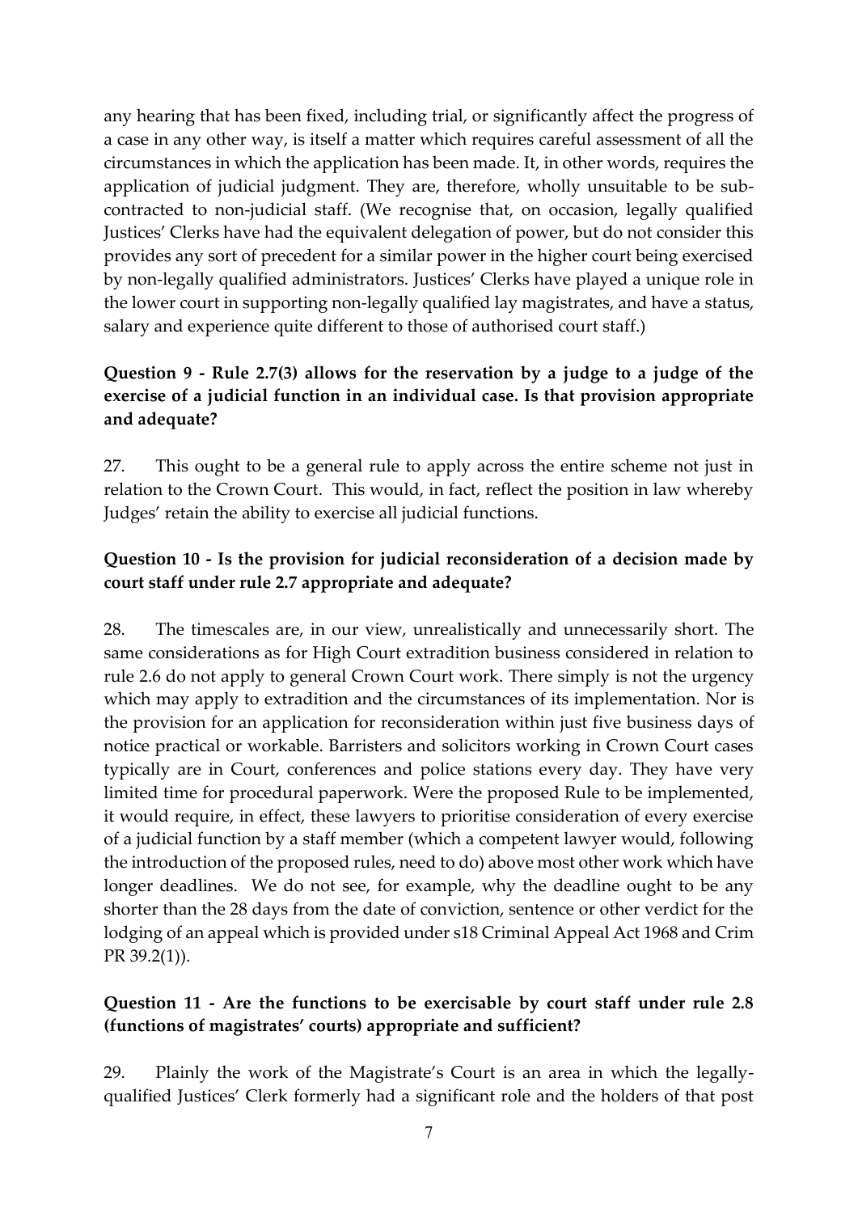any hearing that has been fixed, including trial, or significantly affect the progress of a case in any other way, is itself a matter which requires careful assessment of all the circumstances in which the application has been made. It, in other words, requires the application of judicial judgment. They are, therefore, wholly unsuitable to be sub-contracted to non-judicial staff. (We recognise that, on occasion, legally qualified Justices' Clerks have had the equivalent delegation of power, but do not consider this provides any sort of precedent for a similar power in the higher court being exercised by non-legally qualified administrators. Justices' Clerks have played a unique role in the lower court in supporting non-legally qualified lay magistrates, and have a status, salary and experience quite different to those of authorised court staff.)

**Question 9 - Rule 2.7(3) allows for the reservation by a judge to a judge of the exercise of a judicial function in an individual case. Is that provision appropriate and adequate?**

27. This ought to be a general rule to apply across the entire scheme not just in relation to the Crown Court. This would, in fact, reflect the position in law whereby Judges' retain the ability to exercise all judicial functions.

**Question 10 - Is the provision for judicial reconsideration of a decision made by court staff under rule 2.7 appropriate and adequate?**

28. The timescales are, in our view, unrealistically and unnecessarily short. The same considerations as for High Court extradition business considered in relation to rule 2.6 do not apply to general Crown Court work. There simply is not the urgency which may apply to extradition and the circumstances of its implementation. Nor is the provision for an application for reconsideration within just five business days of notice practical or workable. Barristers and solicitors working in Crown Court cases typically are in Court, conferences and police stations every day. They have very limited time for procedural paperwork. Were the proposed Rule to be implemented, it would require, in effect, these lawyers to prioritise consideration of every exercise of a judicial function by a staff member (which a competent lawyer would, following the introduction of the proposed rules, need to do) above most other work which have longer deadlines. We do not see, for example, why the deadline ought to be any shorter than the 28 days from the date of conviction, sentence or other verdict for the lodging of an appeal which is provided under s18 Criminal Appeal Act 1968 and Crim PR 39.2(1)).

**Question 11 - Are the functions to be exercisable by court staff under rule 2.8 (functions of magistrates' courts) appropriate and sufficient?**

29. Plainly the work of the Magistrate's Court is an area in which the legally-qualified Justices' Clerk formerly had a significant role and the holders of that post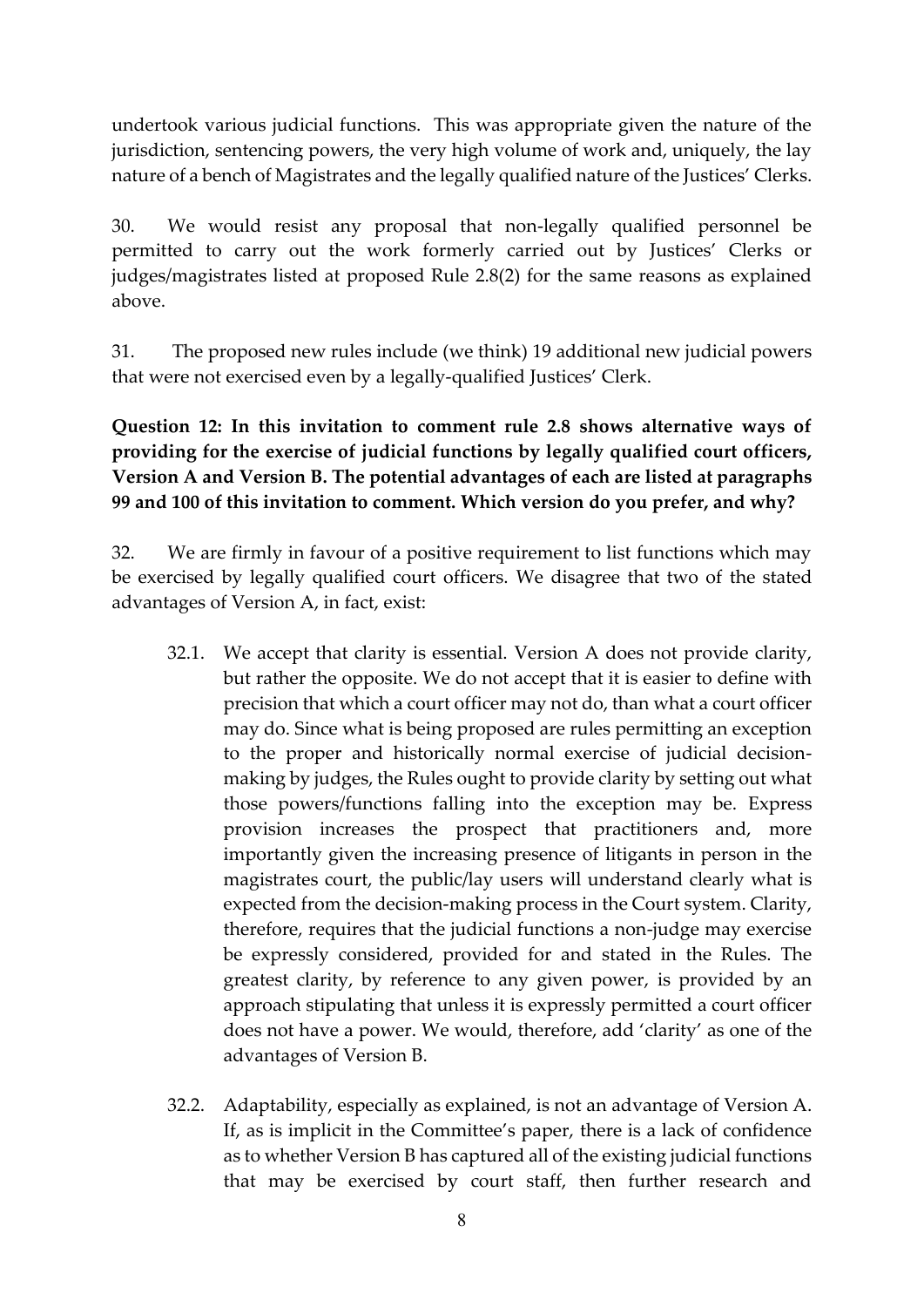undertook various judicial functions. This was appropriate given the nature of the jurisdiction, sentencing powers, the very high volume of work and, uniquely, the lay nature of a bench of Magistrates and the legally qualified nature of the Justices' Clerks.

30. We would resist any proposal that non-legally qualified personnel be permitted to carry out the work formerly carried out by Justices' Clerks or judges/magistrates listed at proposed Rule 2.8(2) for the same reasons as explained above.

31. The proposed new rules include (we think) 19 additional new judicial powers that were not exercised even by a legally-qualified Justices' Clerk.

**Question 12: In this invitation to comment rule 2.8 shows alternative ways of providing for the exercise of judicial functions by legally qualified court officers, Version A and Version B. The potential advantages of each are listed at paragraphs 99 and 100 of this invitation to comment. Which version do you prefer, and why?**

32. We are firmly in favour of a positive requirement to list functions which may be exercised by legally qualified court officers. We disagree that two of the stated advantages of Version A, in fact, exist:

- 32.1. We accept that clarity is essential. Version A does not provide clarity, but rather the opposite. We do not accept that it is easier to define with precision that which a court officer may not do, than what a court officer may do. Since what is being proposed are rules permitting an exception to the proper and historically normal exercise of judicial decision-making by judges, the Rules ought to provide clarity by setting out what those powers/functions falling into the exception may be. Express provision increases the prospect that practitioners and, more importantly given the increasing presence of litigants in person in the magistrates court, the public/lay users will understand clearly what is expected from the decision-making process in the Court system. Clarity, therefore, requires that the judicial functions a non-judge may exercise be expressly considered, provided for and stated in the Rules. The greatest clarity, by reference to any given power, is provided by an approach stipulating that unless it is expressly permitted a court officer does not have a power. We would, therefore, add 'clarity' as one of the advantages of Version B.

- 32.2. Adaptability, especially as explained, is not an advantage of Version A. If, as is implicit in the Committee's paper, there is a lack of confidence as to whether Version B has captured all of the existing judicial functions that may be exercised by court staff, then further research and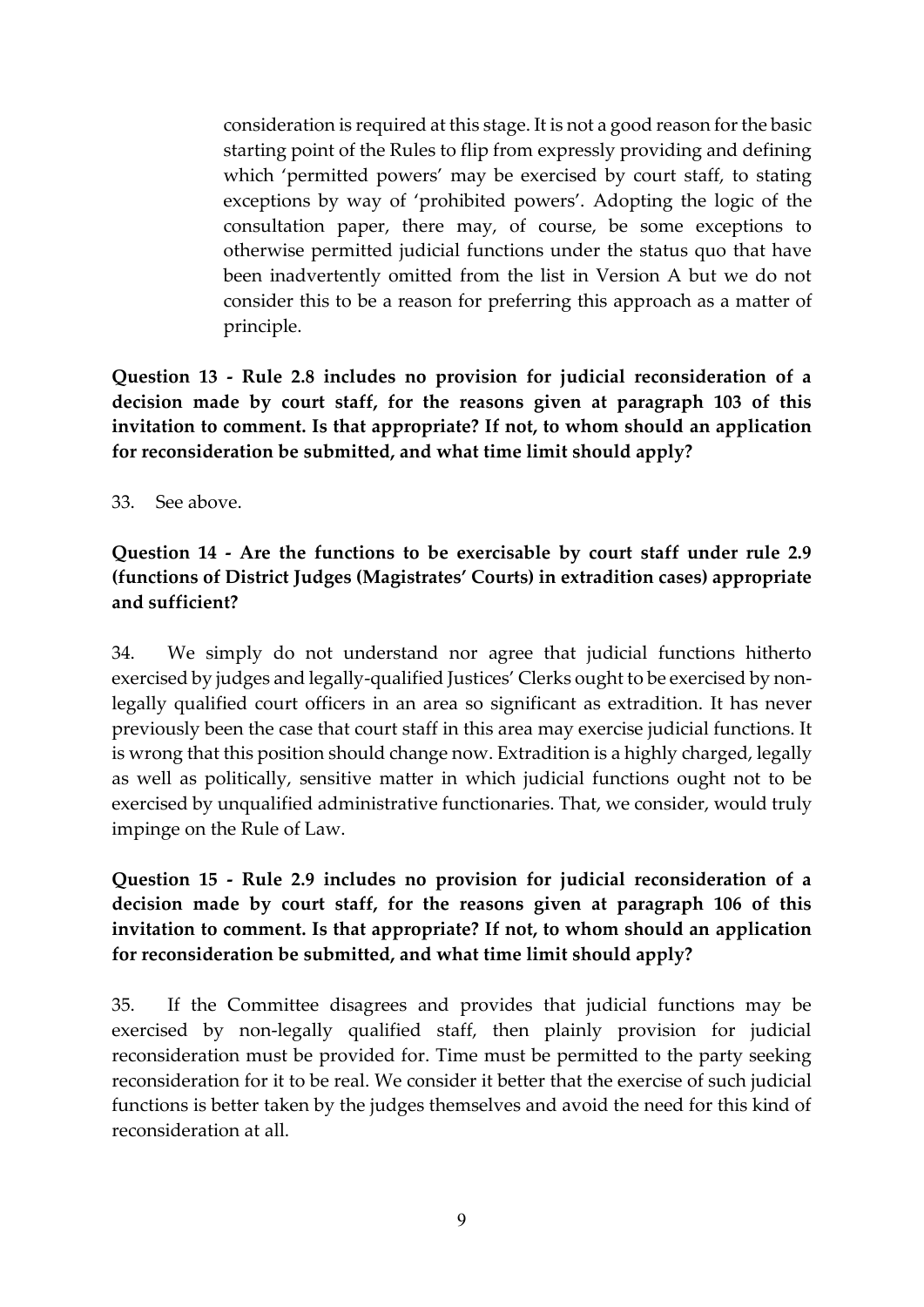consideration is required at this stage. It is not a good reason for the basic starting point of the Rules to flip from expressly providing and defining which 'permitted powers' may be exercised by court staff, to stating exceptions by way of 'prohibited powers'. Adopting the logic of the consultation paper, there may, of course, be some exceptions to otherwise permitted judicial functions under the status quo that have been inadvertently omitted from the list in Version A but we do not consider this to be a reason for preferring this approach as a matter of principle.

**Question 13 - Rule 2.8 includes no provision for judicial reconsideration of a decision made by court staff, for the reasons given at paragraph 103 of this invitation to comment. Is that appropriate? If not, to whom should an application for reconsideration be submitted, and what time limit should apply?**

33. See above.

**Question 14 - Are the functions to be exercisable by court staff under rule 2.9 (functions of District Judges (Magistrates' Courts) in extradition cases) appropriate and sufficient?**

34. We simply do not understand nor agree that judicial functions hitherto exercised by judges and legally-qualified Justices' Clerks ought to be exercised by non-legally qualified court officers in an area so significant as extradition. It has never previously been the case that court staff in this area may exercise judicial functions. It is wrong that this position should change now. Extradition is a highly charged, legally as well as politically, sensitive matter in which judicial functions ought not to be exercised by unqualified administrative functionaries. That, we consider, would truly impinge on the Rule of Law.

**Question 15 - Rule 2.9 includes no provision for judicial reconsideration of a decision made by court staff, for the reasons given at paragraph 106 of this invitation to comment. Is that appropriate? If not, to whom should an application for reconsideration be submitted, and what time limit should apply?**

35. If the Committee disagrees and provides that judicial functions may be exercised by non-legally qualified staff, then plainly provision for judicial reconsideration must be provided for. Time must be permitted to the party seeking reconsideration for it to be real. We consider it better that the exercise of such judicial functions is better taken by the judges themselves and avoid the need for this kind of reconsideration at all.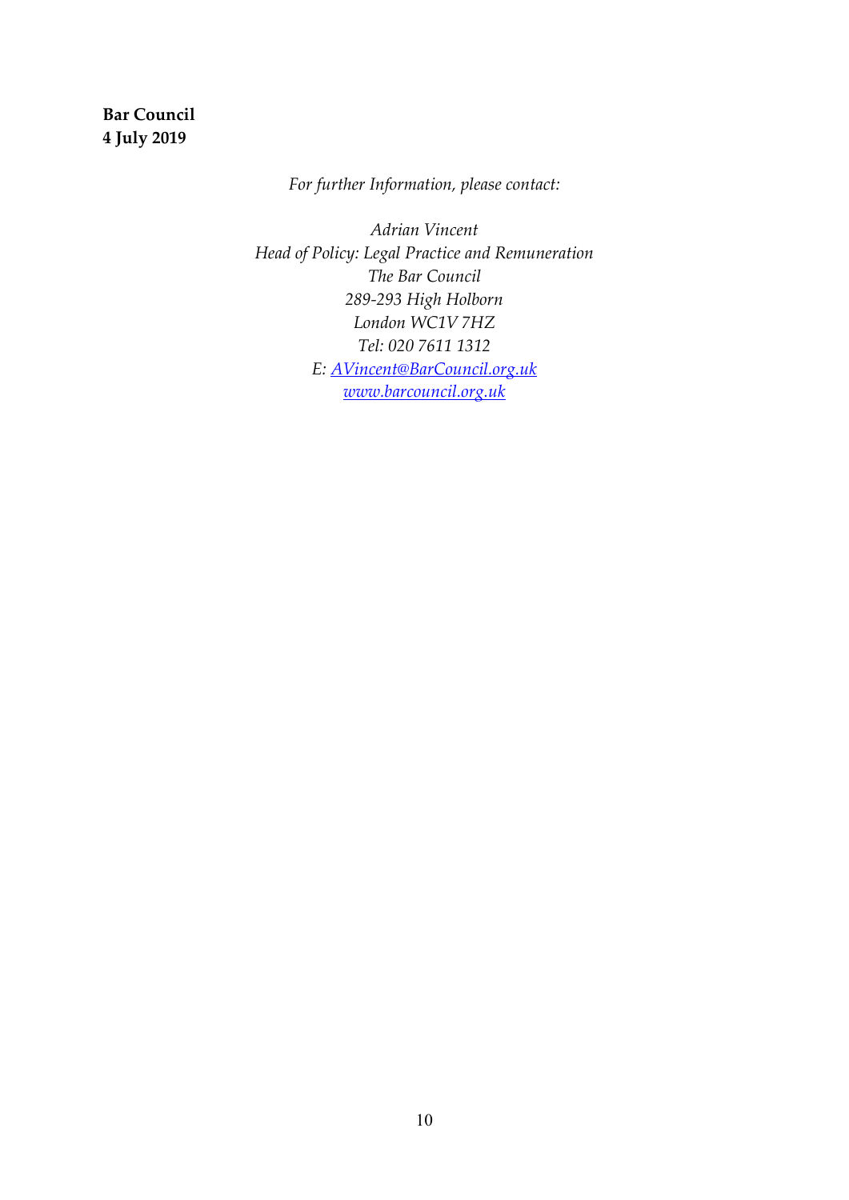**Bar Council**
**4 July 2019**

*For further Information, please contact:*

*Adrian Vincent*
*Head of Policy: Legal Practice and Remuneration*
*The Bar Council*
*289-293 High Holborn*
*London WC1V 7HZ*
*Tel: 020 7611 1312*
*E: AVincent@BarCouncil.org.uk*
*www.barcouncil.org.uk*